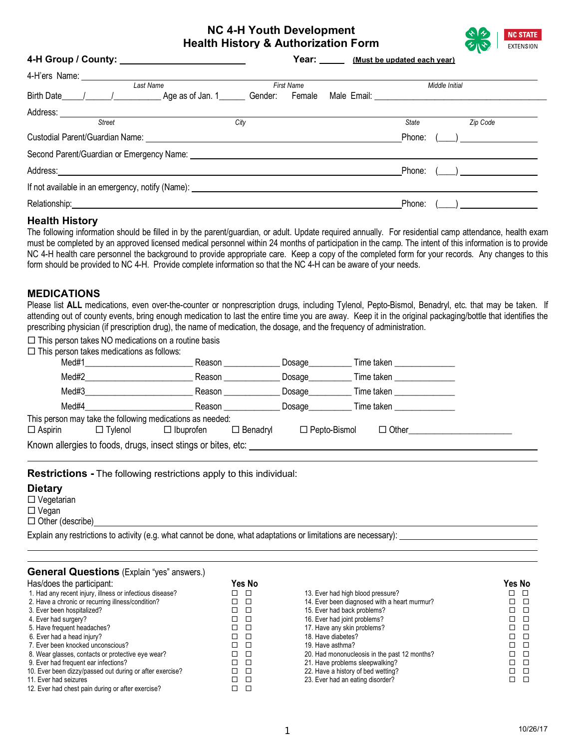# NC 4-H Youth Development
# Health History & Authorization Form

NC STATE EXTENSION

**4-H Group / County:** ______________________ **Year:** _____ **(Must be updated each year)**

4-H'ers Name: ______________________________________________________________
*Last Name* *First Name* *Middle Initial*

Birth Date____/_____/__________ Age as of Jan. 1______ Gender: Female Male Email: ______________________

Address: ______________________________________________________________
*Street* *City* *State* *Zip Code*

Custodial Parent/Guardian Name: ______________________________ Phone: (___) ____________

Second Parent/Guardian or Emergency Name: ______________________________

Address: ______________________________ Phone: (___) ____________

If not available in an emergency, notify (Name): ______________________________

Relationship: ______________________________ Phone: (___) ____________

## Health History

The following information should be filled in by the parent/guardian, or adult. Update required annually. For residential camp attendance, health exam must be completed by an approved licensed medical personnel within 24 months of participation in the camp. The intent of this information is to provide NC 4-H health care personnel the background to provide appropriate care. Keep a copy of the completed form for your records. Any changes to this form should be provided to NC 4-H. Provide complete information so that the NC 4-H can be aware of your needs.

## MEDICATIONS

Please list **ALL** medications, even over-the-counter or nonprescription drugs, including Tylenol, Pepto-Bismol, Benadryl, etc. that may be taken. If attending out of county events, bring enough medication to last the entire time you are away. Keep it in the original packaging/bottle that identifies the prescribing physician (if prescription drug), the name of medication, the dosage, and the frequency of administration.

☐ This person takes NO medications on a routine basis
☐ This person takes medications as follows:

Med#1______________________ Reason ____________ Dosage_________ Time taken ____________

Med#2______________________ Reason ____________ Dosage_________ Time taken ____________

Med#3______________________ Reason ____________ Dosage_________ Time taken ____________

Med#4______________________ Reason ____________ Dosage_________ Time taken ____________

This person may take the following medications as needed:
☐ Aspirin ☐ Tylenol ☐ Ibuprofen ☐ Benadryl ☐ Pepto-Bismol ☐ Other______________________

Known allergies to foods, drugs, insect stings or bites, etc: ______________________________

## Restrictions - The following restrictions apply to this individual:

### Dietary

☐ Vegetarian
☐ Vegan
☐ Other (describe)______________________________

Explain any restrictions to activity (e.g. what cannot be done, what adaptations or limitations are necessary): ______________________________

## General Questions (Explain "yes" answers.)

| Has/does the participant: | Yes | No |
|---|---|---|
| 1. Had any recent injury, illness or infectious disease? | ☐ | ☐ |
| 2. Have a chronic or recurring illness/condition? | ☐ | ☐ |
| 3. Ever been hospitalized? | ☐ | ☐ |
| 4. Ever had surgery? | ☐ | ☐ |
| 5. Have frequent headaches? | ☐ | ☐ |
| 6. Ever had a head injury? | ☐ | ☐ |
| 7. Ever been knocked unconscious? | ☐ | ☐ |
| 8. Wear glasses, contacts or protective eye wear? | ☐ | ☐ |
| 9. Ever had frequent ear infections? | ☐ | ☐ |
| 10. Ever been dizzy/passed out during or after exercise? | ☐ | ☐ |
| 11. Ever had seizures | ☐ | ☐ |
| 12. Ever had chest pain during or after exercise? | ☐ | ☐ |
| 13. Ever had high blood pressure? | ☐ | ☐ |
| 14. Ever been diagnosed with a heart murmur? | ☐ | ☐ |
| 15. Ever had back problems? | ☐ | ☐ |
| 16. Ever had joint problems? | ☐ | ☐ |
| 17. Have any skin problems? | ☐ | ☐ |
| 18. Have diabetes? | ☐ | ☐ |
| 19. Have asthma? | ☐ | ☐ |
| 20. Had mononucleosis in the past 12 months? | ☐ | ☐ |
| 21. Have problems sleepwalking? | ☐ | ☐ |
| 22. Have a history of bed wetting? | ☐ | ☐ |
| 23. Ever had an eating disorder? | ☐ | ☐ |

10/26/17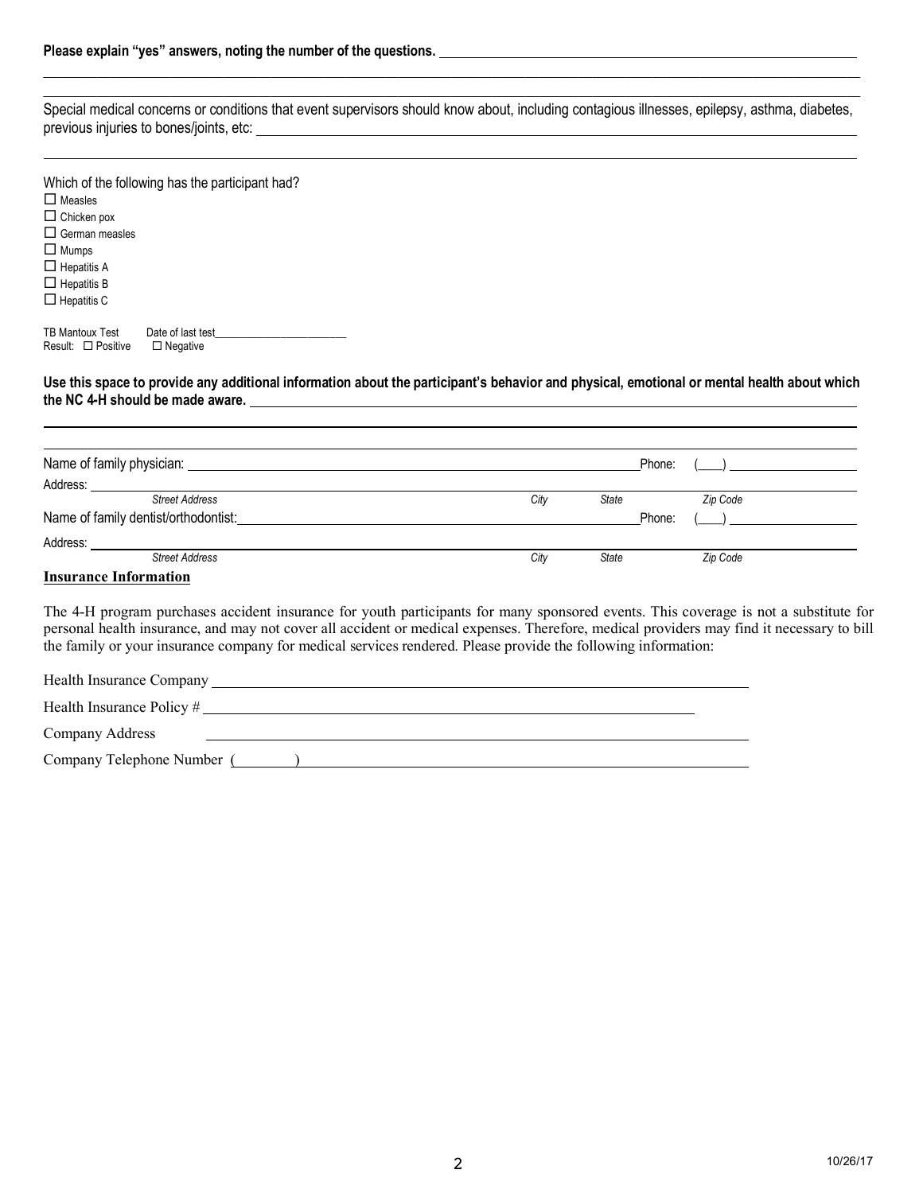**Please explain "yes" answers, noting the number of the questions.** ______________________________________________

______________________________________________________________________________

______________________________________________________________________________

Special medical concerns or conditions that event supervisors should know about, including contagious illnesses, epilepsy, asthma, diabetes, previous injuries to bones/joints, etc: ______________________________________________

______________________________________________________________________________

Which of the following has the participant had?

- ☐ Measles
- ☐ Chicken pox
- ☐ German measles
- ☐ Mumps
- ☐ Hepatitis A
- ☐ Hepatitis B
- ☐ Hepatitis C

TB Mantoux Test  Date of last test______________________

Result: ☐ Positive  ☐ Negative

**Use this space to provide any additional information about the participant's behavior and physical, emotional or mental health about which the NC 4-H should be made aware.** ______________________________________________

______________________________________________________________________________

______________________________________________________________________________

Name of family physician: ______________________________________________ Phone: (____) ________________

Address: ______________________________________________________________________________

*Street Address*  *City*  *State*  *Zip Code*

Name of family dentist/orthodontist: ______________________________________________ Phone: (____) ________________

Address: ______________________________________________________________________________

*Street Address*  *City*  *State*  *Zip Code*

## Insurance Information

The 4-H program purchases accident insurance for youth participants for many sponsored events. This coverage is not a substitute for personal health insurance, and may not cover all accident or medical expenses. Therefore, medical providers may find it necessary to bill the family or your insurance company for medical services rendered. Please provide the following information:

Health Insurance Company ______________________________________________

Health Insurance Policy # ______________________________________________

Company Address ______________________________________________

Company Telephone Number (________) ______________________________________________

10/26/17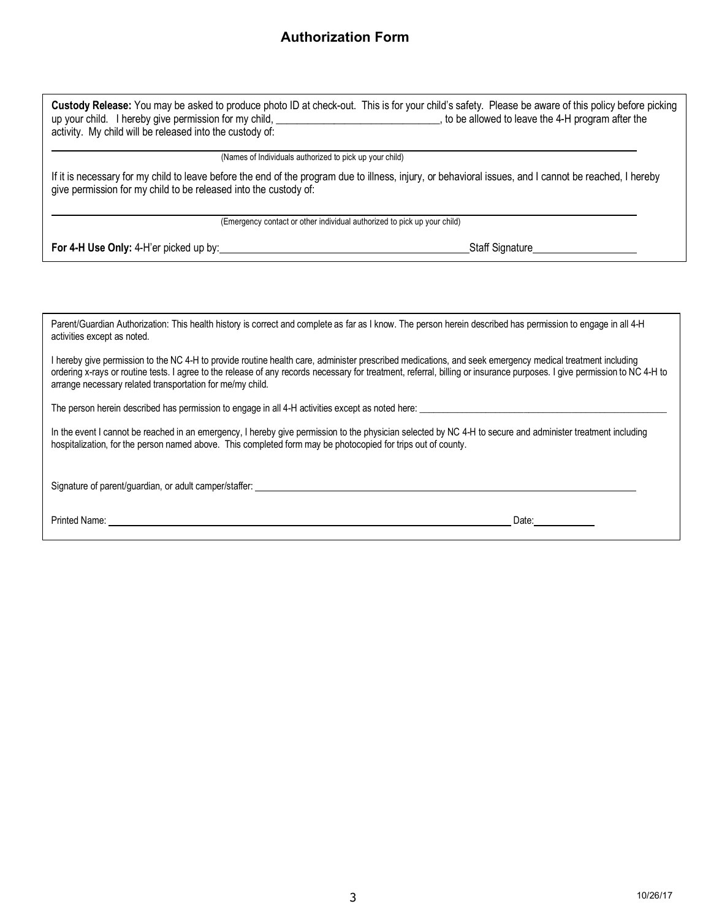# Authorization Form

**Custody Release:** You may be asked to produce photo ID at check-out. This is for your child's safety. Please be aware of this policy before picking up your child. I hereby give permission for my child, ______________________________, to be allowed to leave the 4-H program after the activity. My child will be released into the custody of:

______________________________________________________________________

(Names of Individuals authorized to pick up your child)

If it is necessary for my child to leave before the end of the program due to illness, injury, or behavioral issues, and I cannot be reached, I hereby give permission for my child to be released into the custody of:

______________________________________________________________________

(Emergency contact or other individual authorized to pick up your child)

**For 4-H Use Only:** 4-H'er picked up by:______________________________________________ Staff Signature____________________

---

Parent/Guardian Authorization: This health history is correct and complete as far as I know. The person herein described has permission to engage in all 4-H activities except as noted.

I hereby give permission to the NC 4-H to provide routine health care, administer prescribed medications, and seek emergency medical treatment including ordering x-rays or routine tests. I agree to the release of any records necessary for treatment, referral, billing or insurance purposes. I give permission to NC 4-H to arrange necessary related transportation for me/my child.

The person herein described has permission to engage in all 4-H activities except as noted here: ____________________________________________________

In the event I cannot be reached in an emergency, I hereby give permission to the physician selected by NC 4-H to secure and administer treatment including hospitalization, for the person named above. This completed form may be photocopied for trips out of county.

Signature of parent/guardian, or adult camper/staffer: ______________________________________________________________________

Printed Name: ______________________________________________________________________ Date:____________

10/26/17